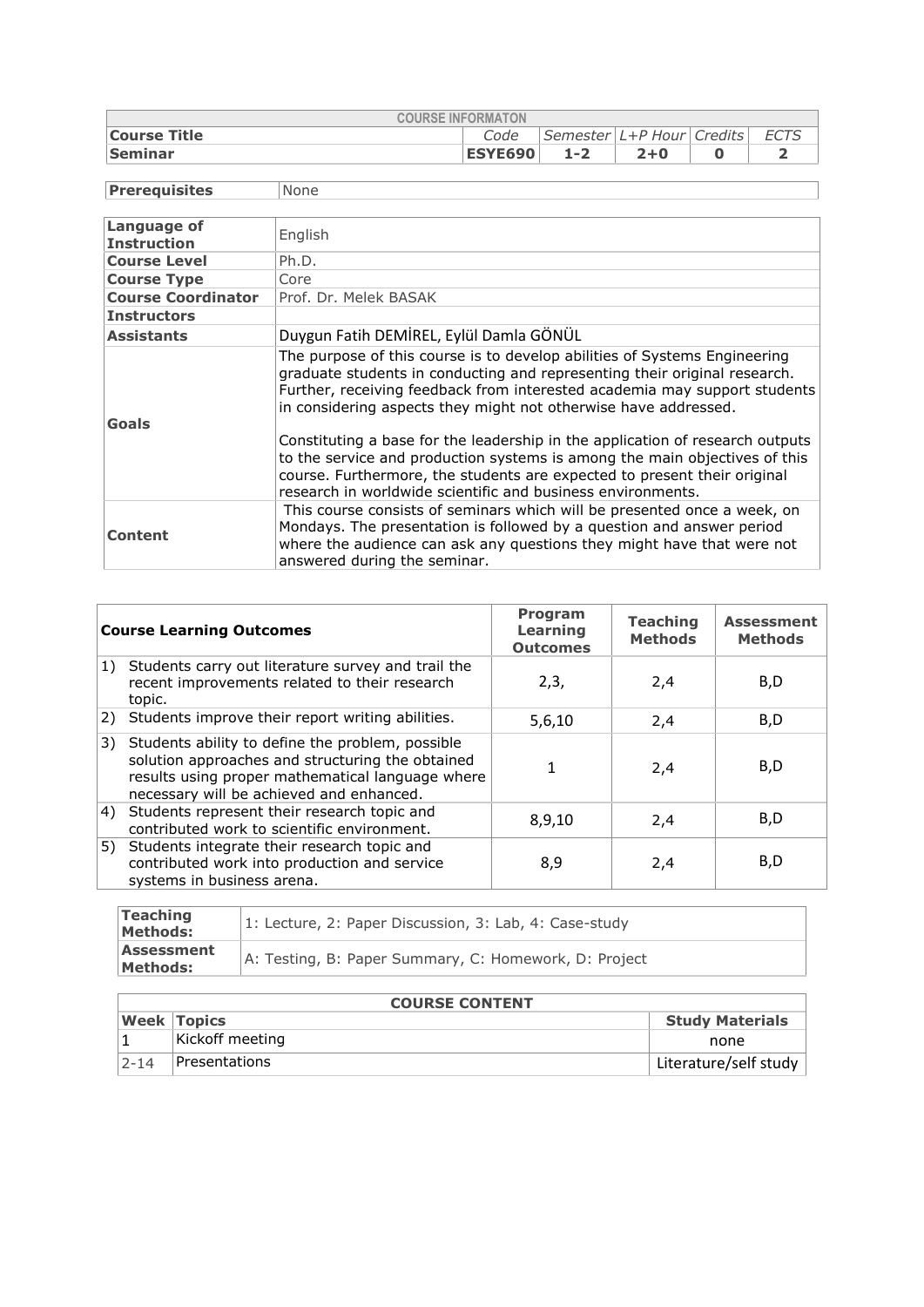| COURSE INFORMATON | | | | | |
|---|---|---|---|---|---|
| **Course Title** | *Code* | *Semester* | *L+P Hour* | *Credits* | *ECTS* |
| **Seminar** | **ESYE690** | **1-2** | **2+0** | **0** | **2** |

| **Prerequisites** | None |
|---|---|

| | |
|---|---|
| **Language of Instruction** | English |
| **Course Level** | Ph.D. |
| **Course Type** | Core |
| **Course Coordinator** | Prof. Dr. Melek BASAK |
| **Instructors** | |
| **Assistants** | Duygun Fatih DEMİREL, Eylül Damla GÖNÜL |
| **Goals** | The purpose of this course is to develop abilities of Systems Engineering graduate students in conducting and representing their original research. Further, receiving feedback from interested academia may support students in considering aspects they might not otherwise have addressed.<br><br>Constituting a base for the leadership in the application of research outputs to the service and production systems is among the main objectives of this course. Furthermore, the students are expected to present their original research in worldwide scientific and business environments. |
| **Content** | This course consists of seminars which will be presented once a week, on Mondays. The presentation is followed by a question and answer period where the audience can ask any questions they might have that were not answered during the seminar. |

| **Course Learning Outcomes** | **Program Learning Outcomes** | **Teaching Methods** | **Assessment Methods** |
|---|---|---|---|
| 1) Students carry out literature survey and trail the recent improvements related to their research topic. | 2,3, | 2,4 | B,D |
| 2) Students improve their report writing abilities. | 5,6,10 | 2,4 | B,D |
| 3) Students ability to define the problem, possible solution approaches and structuring the obtained results using proper mathematical language where necessary will be achieved and enhanced. | 1 | 2,4 | B,D |
| 4) Students represent their research topic and contributed work to scientific environment. | 8,9,10 | 2,4 | B,D |
| 5) Students integrate their research topic and contributed work into production and service systems in business arena. | 8,9 | 2,4 | B,D |

| | |
|---|---|
| **Teaching Methods:** | 1: Lecture, 2: Paper Discussion, 3: Lab, 4: Case-study |
| **Assessment Methods:** | A: Testing, B: Paper Summary, C: Homework, D: Project |

| **COURSE CONTENT** | | |
|---|---|---|
| **Week** | **Topics** | **Study Materials** |
| 1 | Kickoff meeting | none |
| 2-14 | Presentations | Literature/self study |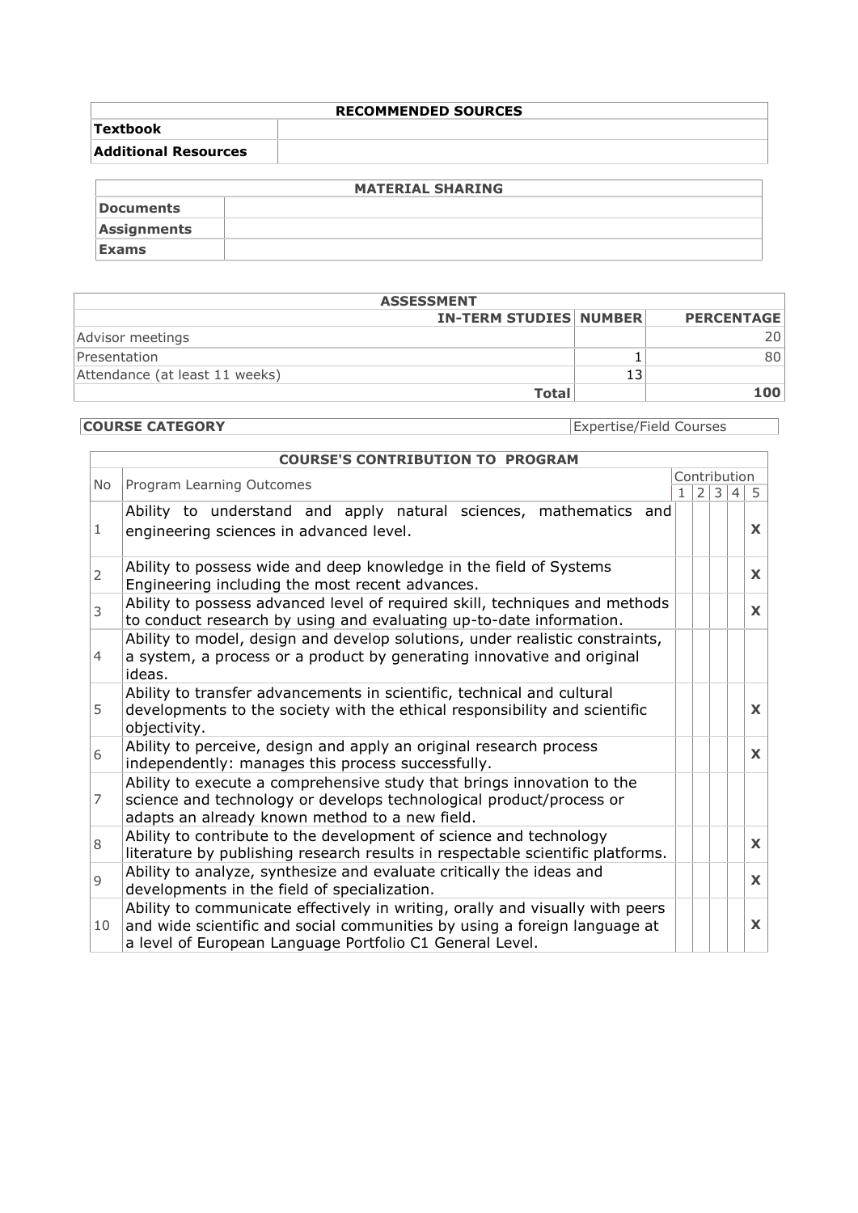| RECOMMENDED SOURCES | |
|---|---|
| **Textbook** | |
| **Additional Resources** | |

| MATERIAL SHARING | |
|---|---|
| **Documents** | |
| **Assignments** | |
| **Exams** | |

| ASSESSMENT | | |
|---|---|---|
| **IN-TERM STUDIES** | **NUMBER** | **PERCENTAGE** |
| Advisor meetings | | 20 |
| Presentation | 1 | 80 |
| Attendance (at least 11 weeks) | 13 | |
| **Total** | | **100** |

| **COURSE CATEGORY** | Expertise/Field Courses |
|---|---|

| COURSE'S CONTRIBUTION TO PROGRAM | | | | | | |
|---|---|---|---|---|---|---|
| No | Program Learning Outcomes | Contribution | | | | |
| | | 1 | 2 | 3 | 4 | 5 |
| 1 | Ability to understand and apply natural sciences, mathematics and engineering sciences in advanced level. | | | | | **X** |
| 2 | Ability to possess wide and deep knowledge in the field of Systems Engineering including the most recent advances. | | | | | **X** |
| 3 | Ability to possess advanced level of required skill, techniques and methods to conduct research by using and evaluating up-to-date information. | | | | | **X** |
| 4 | Ability to model, design and develop solutions, under realistic constraints, a system, a process or a product by generating innovative and original ideas. | | | | | |
| 5 | Ability to transfer advancements in scientific, technical and cultural developments to the society with the ethical responsibility and scientific objectivity. | | | | | **X** |
| 6 | Ability to perceive, design and apply an original research process independently: manages this process successfully. | | | | | **X** |
| 7 | Ability to execute a comprehensive study that brings innovation to the science and technology or develops technological product/process or adapts an already known method to a new field. | | | | | |
| 8 | Ability to contribute to the development of science and technology literature by publishing research results in respectable scientific platforms. | | | | | **X** |
| 9 | Ability to analyze, synthesize and evaluate critically the ideas and developments in the field of specialization. | | | | | **X** |
| 10 | Ability to communicate effectively in writing, orally and visually with peers and wide scientific and social communities by using a foreign language at a level of European Language Portfolio C1 General Level. | | | | | **X** |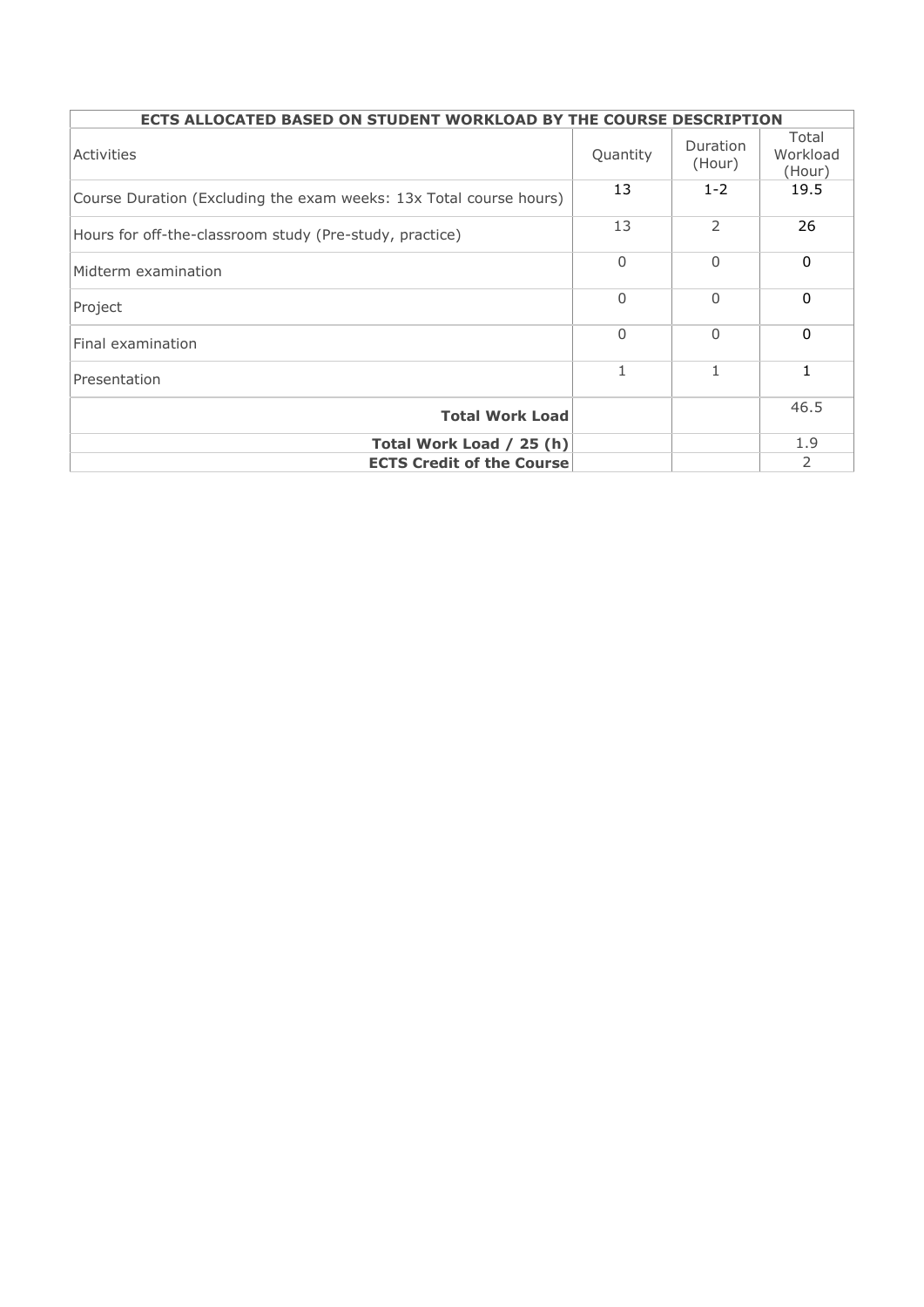| ECTS ALLOCATED BASED ON STUDENT WORKLOAD BY THE COURSE DESCRIPTION | | | |
|---|---|---|---|
| Activities | Quantity | Duration (Hour) | Total Workload (Hour) |
| Course Duration (Excluding the exam weeks: 13x Total course hours) | 13 | 1-2 | 19.5 |
| Hours for off-the-classroom study (Pre-study, practice) | 13 | 2 | 26 |
| Midterm examination | 0 | 0 | 0 |
| Project | 0 | 0 | 0 |
| Final examination | 0 | 0 | 0 |
| Presentation | 1 | 1 | 1 |
| **Total Work Load** | | | 46.5 |
| **Total Work Load / 25 (h)** | | | 1.9 |
| **ECTS Credit of the Course** | | | 2 |